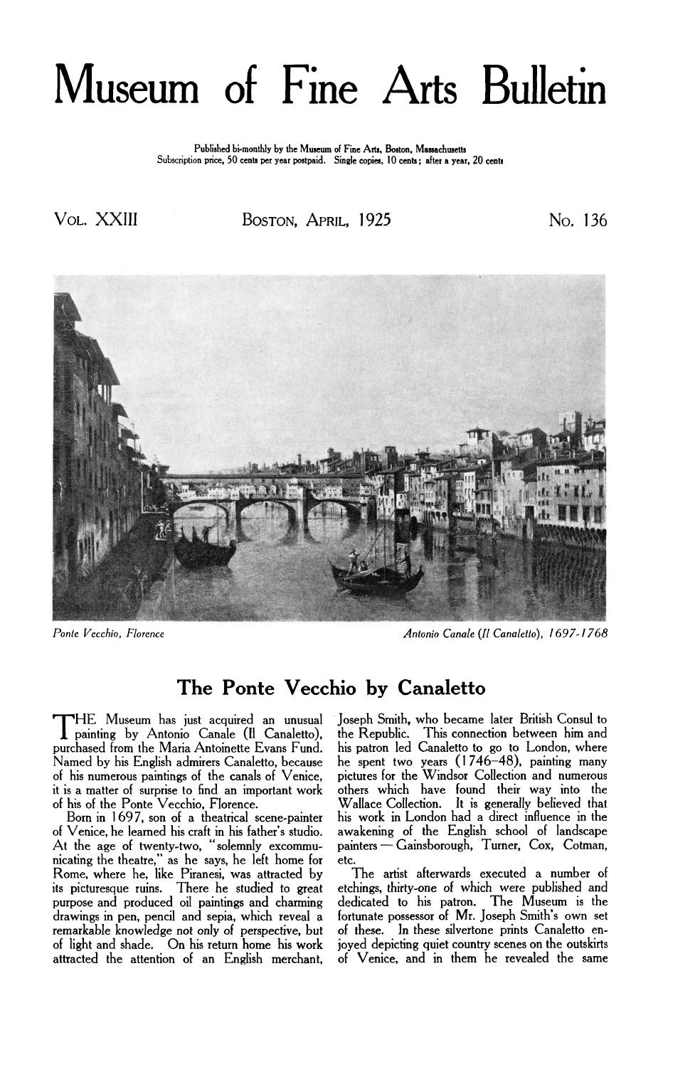# Museum of Fine Arts Bulletin

Published bi-monthly by the Museum of Fine Arts, Boston, Massachusetts
Subscription price, 50 cents per year postpaid. Single copies, 10 cents; after a year, 20 cents

VOL. XXIII — BOSTON, APRIL, 1925 — NO. 136

*Ponte Vecchio, Florence* — *Antonio Canale (Il Canaletto), 1697-1768*

## The Ponte Vecchio by Canaletto

THE Museum has just acquired an unusual painting by Antonio Canale (Il Canaletto), purchased from the Maria Antoinette Evans Fund. Named by his English admirers Canaletto, because of his numerous paintings of the canals of Venice, it is a matter of surprise to find an important work of his of the Ponte Vecchio, Florence.

Born in 1697, son of a theatrical scene-painter of Venice, he learned his craft in his father's studio. At the age of twenty-two, "solemnly excommunicating the theatre," as he says, he left home for Rome, where he, like Piranesi, was attracted by its picturesque ruins. There he studied to great purpose and produced oil paintings and charming drawings in pen, pencil and sepia, which reveal a remarkable knowledge not only of perspective, but of light and shade. On his return home his work attracted the attention of an English merchant, Joseph Smith, who became later British Consul to the Republic. This connection between him and his patron led Canaletto to go to London, where he spent two years (1746–48), painting many pictures for the Windsor Collection and numerous others which have found their way into the Wallace Collection. It is generally believed that his work in London had a direct influence in the awakening of the English school of landscape painters — Gainsborough, Turner, Cox, Cotman, etc.

The artist afterwards executed a number of etchings, thirty-one of which were published and dedicated to his patron. The Museum is the fortunate possessor of Mr. Joseph Smith's own set of these. In these silvertone prints Canaletto enjoyed depicting quiet country scenes on the outskirts of Venice, and in them he revealed the same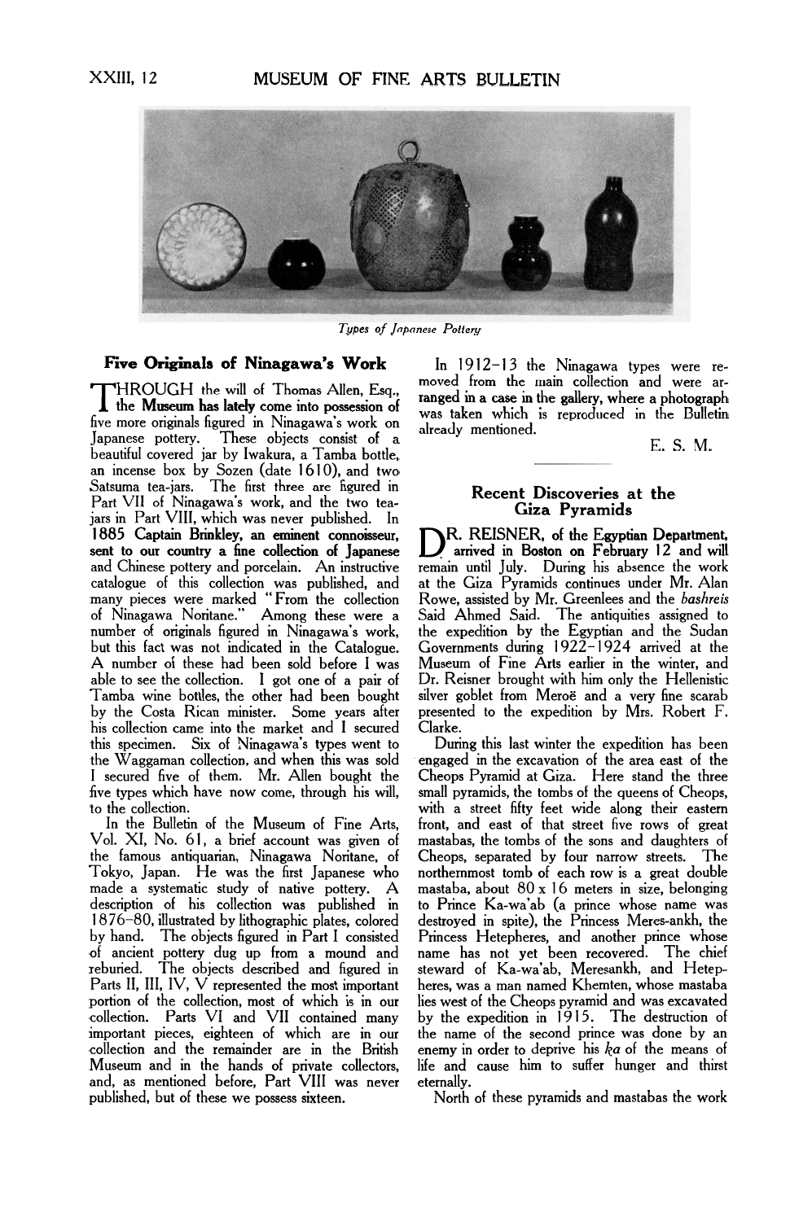*Types of Japanese Pottery*

## Five Originals of Ninagawa's Work

THROUGH the will of Thomas Allen, Esq., the Museum has lately come into possession of five more originals figured in Ninagawa's work on Japanese pottery. These objects consist of a beautiful covered jar by Iwakura, a Tamba bottle, an incense box by Sozen (date 1610), and two Satsuma tea-jars. The first three are figured in Part VII of Ninagawa's work, and the two tea-jars in Part VIII, which was never published. In 1885 Captain Brinkley, an eminent connoisseur, sent to our country a fine collection of Japanese and Chinese pottery and porcelain. An instructive catalogue of this collection was published, and many pieces were marked "From the collection of Ninagawa Noritane." Among these were a number of originals figured in Ninagawa's work, but this fact was not indicated in the Catalogue. A number of these had been sold before I was able to see the collection. I got one of a pair of Tamba wine bottles, the other had been bought by the Costa Rican minister. Some years after his collection came into the market and I secured this specimen. Six of Ninagawa's types went to the Waggaman collection, and when this was sold I secured five of them. Mr. Allen bought the five types which have now come, through his will, to the collection.

In the Bulletin of the Museum of Fine Arts, Vol. XI, No. 61, a brief account was given of the famous antiquarian, Ninagawa Noritane, of Tokyo, Japan. He was the first Japanese who made a systematic study of native pottery. A description of his collection was published in 1876–80, illustrated by lithographic plates, colored by hand. The objects figured in Part I consisted of ancient pottery dug up from a mound and reburied. The objects described and figured in Parts II, III, IV, V represented the most important portion of the collection, most of which is in our collection. Parts VI and VII contained many important pieces, eighteen of which are in our collection and the remainder are in the British Museum and in the hands of private collectors, and, as mentioned before, Part VIII was never published, but of these we possess sixteen.

In 1912–13 the Ninagawa types were removed from the main collection and were arranged in a case in the gallery, where a photograph was taken which is reproduced in the Bulletin already mentioned.

E. S. M.

## Recent Discoveries at the Giza Pyramids

DR. REISNER, of the Egyptian Department, arrived in Boston on February 12 and will remain until July. During his absence the work at the Giza Pyramids continues under Mr. Alan Rowe, assisted by Mr. Greenlees and the *bashreis* Said Ahmed Said. The antiquities assigned to the expedition by the Egyptian and the Sudan Governments during 1922–1924 arrived at the Museum of Fine Arts earlier in the winter, and Dr. Reisner brought with him only the Hellenistic silver goblet from Meroë and a very fine scarab presented to the expedition by Mrs. Robert F. Clarke.

During this last winter the expedition has been engaged in the excavation of the area east of the Cheops Pyramid at Giza. Here stand the three small pyramids, the tombs of the queens of Cheops, with a street fifty feet wide along their eastern front, and east of that street five rows of great mastabas, the tombs of the sons and daughters of Cheops, separated by four narrow streets. The northernmost tomb of each row is a great double mastaba, about 80 x 16 meters in size, belonging to Prince Ka-wa'ab (a prince whose name was destroyed in spite), the Princess Meres-ankh, the Princess Hetepheres, and another prince whose name has not yet been recovered. The chief steward of Ka-wa'ab, Meresankh, and Hetepheres, was a man named Khemten, whose mastaba lies west of the Cheops pyramid and was excavated by the expedition in 1915. The destruction of the name of the second prince was done by an enemy in order to deprive his *ḳa* of the means of life and cause him to suffer hunger and thirst eternally.

North of these pyramids and mastabas the work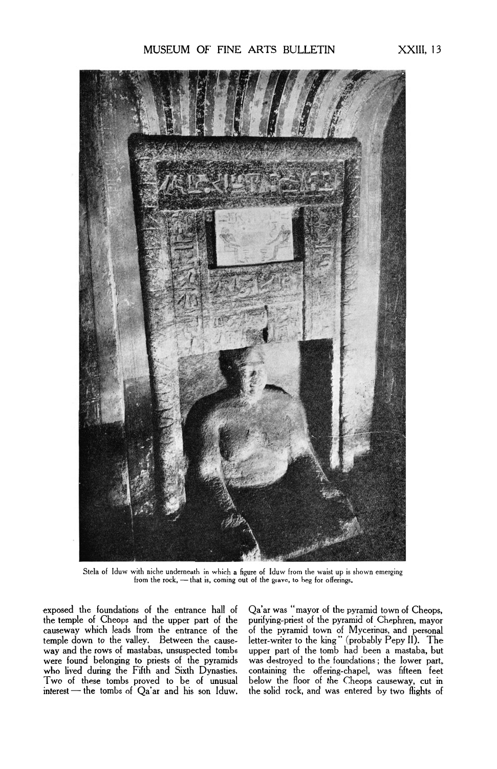Stela of Iduw with niche underneath in which a figure of Iduw from the waist up is shown emerging from the rock, — that is, coming out of the grave, to beg for offerings.

exposed the foundations of the entrance hall of the temple of Cheops and the upper part of the causeway which leads from the entrance of the temple down to the valley. Between the causeway and the rows of mastabas, unsuspected tombs were found belonging to priests of the pyramids who lived during the Fifth and Sixth Dynasties. Two of these tombs proved to be of unusual interest — the tombs of Qa'ar and his son Iduw. Qa'ar was "mayor of the pyramid town of Cheops, purifying-priest of the pyramid of Chephren, mayor of the pyramid town of Mycerinus, and personal letter-writer to the king" (probably Pepy II). The upper part of the tomb had been a mastaba, but was destroyed to the foundations; the lower part, containing the offering-chapel, was fifteen feet below the floor of the Cheops causeway, cut in the solid rock, and was entered by two flights of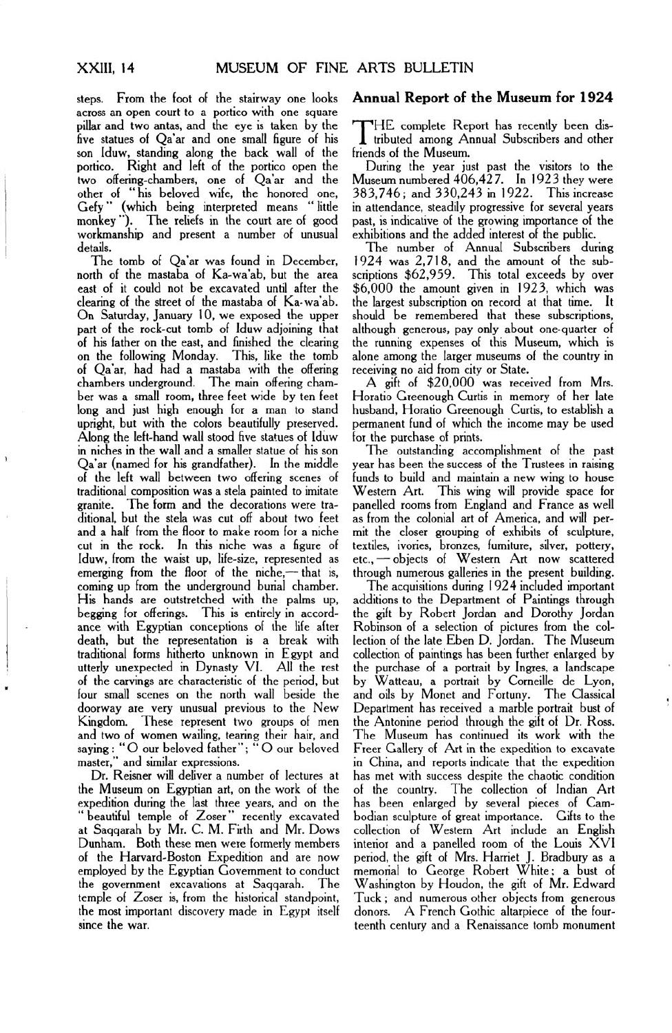steps. From the foot of the stairway one looks across an open court to a portico with one square pillar and two antas, and the eye is taken by the five statues of Qa'ar and one small figure of his son Iduw, standing along the back wall of the portico. Right and left of the portico open the two offering-chambers, one of Qa'ar and the other of "his beloved wife, the honored one, Gefy" (which being interpreted means "little monkey"). The reliefs in the court are of good workmanship and present a number of unusual details.

The tomb of Qa'ar was found in December, north of the mastaba of Ka-wa'ab, but the area east of it could not be excavated until after the clearing of the street of the mastaba of Ka-wa'ab. On Saturday, January 10, we exposed the upper part of the rock-cut tomb of Iduw adjoining that of his father on the east, and finished the clearing on the following Monday. This, like the tomb of Qa'ar, had had a mastaba with the offering chambers underground. The main offering chamber was a small room, three feet wide by ten feet long and just high enough for a man to stand upright, but with the colors beautifully preserved. Along the left-hand wall stood five statues of Iduw in niches in the wall and a smaller statue of his son Qa'ar (named for his grandfather). In the middle of the left wall between two offering scenes of traditional composition was a stela painted to imitate granite. The form and the decorations were traditional, but the stela was cut off about two feet and a half from the floor to make room for a niche cut in the rock. In this niche was a figure of Iduw, from the waist up, life-size, represented as emerging from the floor of the niche,— that is, coming up from the underground burial chamber. His hands are outstretched with the palms up, begging for offerings. This is entirely in accordance with Egyptian conceptions of the life after death, but the representation is a break with traditional forms hitherto unknown in Egypt and utterly unexpected in Dynasty VI. All the rest of the carvings are characteristic of the period, but four small scenes on the north wall beside the doorway are very unusual previous to the New Kingdom. These represent two groups of men and two of women wailing, tearing their hair, and saying: "O our beloved father"; "O our beloved master," and similar expressions.

Dr. Reisner will deliver a number of lectures at the Museum on Egyptian art, on the work of the expedition during the last three years, and on the "beautiful temple of Zoser" recently excavated at Saqqarah by Mr. C. M. Firth and Mr. Dows Dunham. Both these men were formerly members of the Harvard-Boston Expedition and are now employed by the Egyptian Government to conduct the government excavations at Saqqarah. The temple of Zoser is, from the historical standpoint, the most important discovery made in Egypt itself since the war.

## Annual Report of the Museum for 1924

THE complete Report has recently been distributed among Annual Subscribers and other friends of the Museum.

During the year just past the visitors to the Museum numbered 406,427. In 1923 they were 383,746; and 330,243 in 1922. This increase in attendance, steadily progressive for several years past, is indicative of the growing importance of the exhibitions and the added interest of the public.

The number of Annual Subscribers during 1924 was 2,718, and the amount of the subscriptions $62,959. This total exceeds by over $6,000 the amount given in 1923, which was the largest subscription on record at that time. It should be remembered that these subscriptions, although generous, pay only about one-quarter of the running expenses of this Museum, which is alone among the larger museums of the country in receiving no aid from city or State.

A gift of $20,000 was received from Mrs. Horatio Greenough Curtis in memory of her late husband, Horatio Greenough Curtis, to establish a permanent fund of which the income may be used for the purchase of prints.

The outstanding accomplishment of the past year has been the success of the Trustees in raising funds to build and maintain a new wing to house Western Art. This wing will provide space for panelled rooms from England and France as well as from the colonial art of America, and will permit the closer grouping of exhibits of sculpture, textiles, ivories, bronzes, furniture, silver, pottery, etc., — objects of Western Art now scattered through numerous galleries in the present building.

The acquisitions during 1924 included important additions to the Department of Paintings through the gift by Robert Jordan and Dorothy Jordan Robinson of a selection of pictures from the collection of the late Eben D. Jordan. The Museum collection of paintings has been further enlarged by the purchase of a portrait by Ingres, a landscape by Watteau, a portrait by Corneille de Lyon, and oils by Monet and Fortuny. The Classical Department has received a marble portrait bust of the Antonine period through the gift of Dr. Ross. The Museum has continued its work with the Freer Gallery of Art in the expedition to excavate in China, and reports indicate that the expedition has met with success despite the chaotic condition of the country. The collection of Indian Art has been enlarged by several pieces of Cambodian sculpture of great importance. Gifts to the collection of Western Art include an English interior and a panelled room of the Louis XVI period, the gift of Mrs. Harriet J. Bradbury as a memorial to George Robert White; a bust of Washington by Houdon, the gift of Mr. Edward Tuck; and numerous other objects from generous donors. A French Gothic altarpiece of the fourteenth century and a Renaissance tomb monument